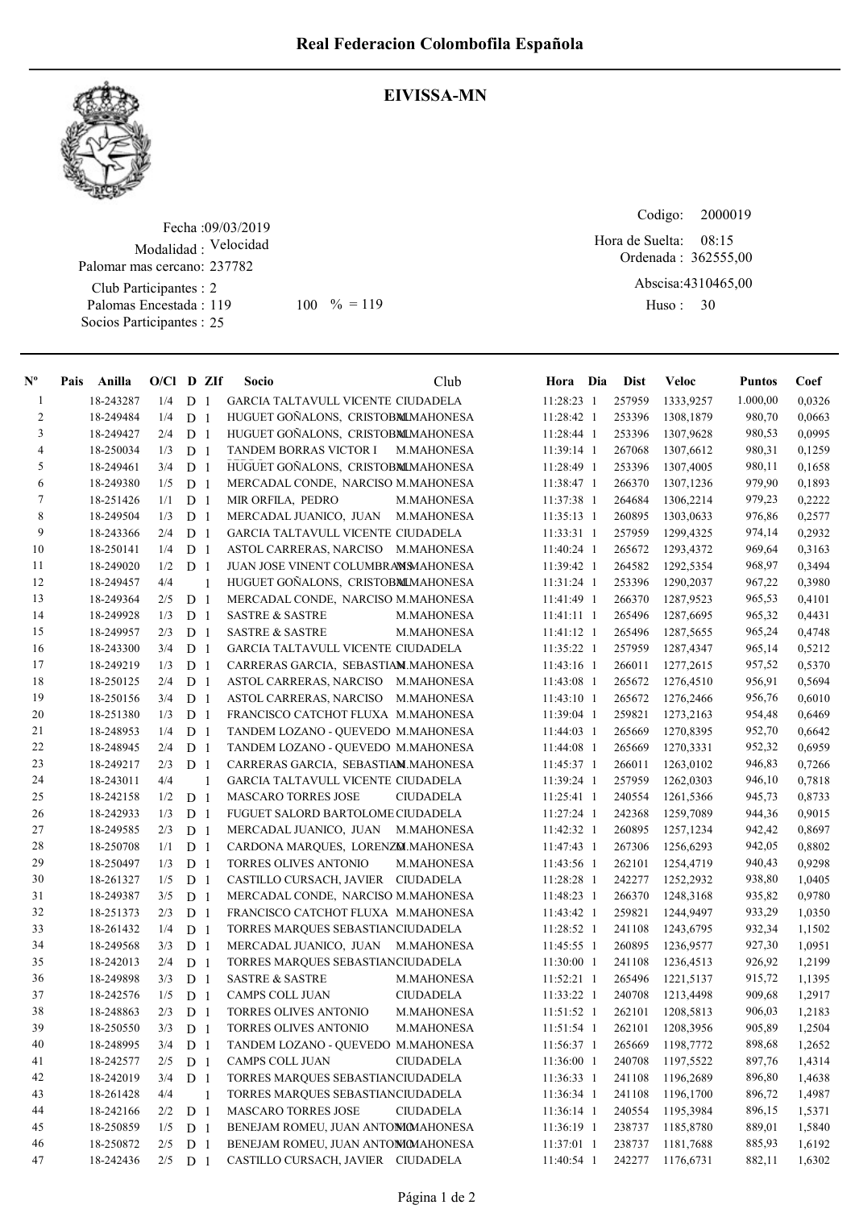# Real Federacion Colombofila Española

## EIVISSA-MN

Fecha :09/03/2019

Modalidad : Velocidad

Palomar mas cercano: 237782

Club Participantes : 2

Palomas Encestada : 119 100 % = 119

Socios Participantes : 25

Codigo: 2000019

Hora de Suelta: 08:15

Ordenada : 362555,00

Abscisa:4310465,00

Huso : 30

| Nº | Pais | Anilla | O/Cl | D | ZIf | Socio | Club | Hora | Dia | Dist | Veloc | Puntos | Coef |
|---|---|---|---|---|---|---|---|---|---|---|---|---|---|
| 1 | | 18-243287 | 1/4 | D | 1 | GARCIA TALTAVULL VICENTE | CIUDADELA | 11:28:23 | 1 | 257959 | 1333,9257 | 1.000,00 | 0,0326 |
| 2 | | 18-249484 | 1/4 | D | 1 | HUGUET GOÑALONS, CRISTOBAL | M.MAHONESA | 11:28:42 | 1 | 253396 | 1308,1879 | 980,70 | 0,0663 |
| 3 | | 18-249427 | 2/4 | D | 1 | HUGUET GOÑALONS, CRISTOBAL | M.MAHONESA | 11:28:44 | 1 | 253396 | 1307,9628 | 980,53 | 0,0995 |
| 4 | | 18-250034 | 1/3 | D | 1 | TANDEM BORRAS VICTOR I | M.MAHONESA | 11:39:14 | 1 | 267068 | 1307,6612 | 980,31 | 0,1259 |
| 5 | | 18-249461 | 3/4 | D | 1 | HUGUET GOÑALONS, CRISTOBAL | M.MAHONESA | 11:28:49 | 1 | 253396 | 1307,4005 | 980,11 | 0,1658 |
| 6 | | 18-249380 | 1/5 | D | 1 | MERCADAL CONDE, NARCISO | M.MAHONESA | 11:38:47 | 1 | 266370 | 1307,1236 | 979,90 | 0,1893 |
| 7 | | 18-251426 | 1/1 | D | 1 | MIR ORFILA, PEDRO | M.MAHONESA | 11:37:38 | 1 | 264684 | 1306,2214 | 979,23 | 0,2222 |
| 8 | | 18-249504 | 1/3 | D | 1 | MERCADAL JUANICO, JUAN | M.MAHONESA | 11:35:13 | 1 | 260895 | 1303,0633 | 976,86 | 0,2577 |
| 9 | | 18-243366 | 2/4 | D | 1 | GARCIA TALTAVULL VICENTE | CIUDADELA | 11:33:31 | 1 | 257959 | 1299,4325 | 974,14 | 0,2932 |
| 10 | | 18-250141 | 1/4 | D | 1 | ASTOL CARRERAS, NARCISO | M.MAHONESA | 11:40:24 | 1 | 265672 | 1293,4372 | 969,64 | 0,3163 |
| 11 | | 18-249020 | 1/2 | D | 1 | JUAN JOSE VINENT COLUMBRAMS | M.MAHONESA | 11:39:42 | 1 | 264582 | 1292,5354 | 968,97 | 0,3494 |
| 12 | | 18-249457 | 4/4 | | 1 | HUGUET GOÑALONS, CRISTOBAL | M.MAHONESA | 11:31:24 | 1 | 253396 | 1290,2037 | 967,22 | 0,3980 |
| 13 | | 18-249364 | 2/5 | D | 1 | MERCADAL CONDE, NARCISO | M.MAHONESA | 11:41:49 | 1 | 266370 | 1287,9523 | 965,53 | 0,4101 |
| 14 | | 18-249928 | 1/3 | D | 1 | SASTRE & SASTRE | M.MAHONESA | 11:41:11 | 1 | 265496 | 1287,6695 | 965,32 | 0,4431 |
| 15 | | 18-249957 | 2/3 | D | 1 | SASTRE & SASTRE | M.MAHONESA | 11:41:12 | 1 | 265496 | 1287,5655 | 965,24 | 0,4748 |
| 16 | | 18-243300 | 3/4 | D | 1 | GARCIA TALTAVULL VICENTE | CIUDADELA | 11:35:22 | 1 | 257959 | 1287,4347 | 965,14 | 0,5212 |
| 17 | | 18-249219 | 1/3 | D | 1 | CARRERAS GARCIA, SEBASTIAN | M.MAHONESA | 11:43:16 | 1 | 266011 | 1277,2615 | 957,52 | 0,5370 |
| 18 | | 18-250125 | 2/4 | D | 1 | ASTOL CARRERAS, NARCISO | M.MAHONESA | 11:43:08 | 1 | 265672 | 1276,4510 | 956,91 | 0,5694 |
| 19 | | 18-250156 | 3/4 | D | 1 | ASTOL CARRERAS, NARCISO | M.MAHONESA | 11:43:10 | 1 | 265672 | 1276,2466 | 956,76 | 0,6010 |
| 20 | | 18-251380 | 1/3 | D | 1 | FRANCISCO CATCHOT FLUXA | M.MAHONESA | 11:39:04 | 1 | 259821 | 1273,2163 | 954,48 | 0,6469 |
| 21 | | 18-248953 | 1/4 | D | 1 | TANDEM LOZANO - QUEVEDO | M.MAHONESA | 11:44:03 | 1 | 265669 | 1270,8395 | 952,70 | 0,6642 |
| 22 | | 18-248945 | 2/4 | D | 1 | TANDEM LOZANO - QUEVEDO | M.MAHONESA | 11:44:08 | 1 | 265669 | 1270,3331 | 952,32 | 0,6959 |
| 23 | | 18-249217 | 2/3 | D | 1 | CARRERAS GARCIA, SEBASTIAN | M.MAHONESA | 11:45:37 | 1 | 266011 | 1263,0102 | 946,83 | 0,7266 |
| 24 | | 18-243011 | 4/4 | | 1 | GARCIA TALTAVULL VICENTE | CIUDADELA | 11:39:24 | 1 | 257959 | 1262,0303 | 946,10 | 0,7818 |
| 25 | | 18-242158 | 1/2 | D | 1 | MASCARO TORRES JOSE | CIUDADELA | 11:25:41 | 1 | 240554 | 1261,5366 | 945,73 | 0,8733 |
| 26 | | 18-242933 | 1/3 | D | 1 | FUGUET SALORD BARTOLOME | CIUDADELA | 11:27:24 | 1 | 242368 | 1259,7089 | 944,36 | 0,9015 |
| 27 | | 18-249585 | 2/3 | D | 1 | MERCADAL JUANICO, JUAN | M.MAHONESA | 11:42:32 | 1 | 260895 | 1257,1234 | 942,42 | 0,8697 |
| 28 | | 18-250708 | 1/1 | D | 1 | CARDONA MARQUES, LORENZO | M.MAHONESA | 11:47:43 | 1 | 267306 | 1256,6293 | 942,05 | 0,8802 |
| 29 | | 18-250497 | 1/3 | D | 1 | TORRES OLIVES ANTONIO | M.MAHONESA | 11:43:56 | 1 | 262101 | 1254,4719 | 940,43 | 0,9298 |
| 30 | | 18-261327 | 1/5 | D | 1 | CASTILLO CURSACH, JAVIER | CIUDADELA | 11:28:28 | 1 | 242277 | 1252,2932 | 938,80 | 1,0405 |
| 31 | | 18-249387 | 3/5 | D | 1 | MERCADAL CONDE, NARCISO | M.MAHONESA | 11:48:23 | 1 | 266370 | 1248,3168 | 935,82 | 0,9780 |
| 32 | | 18-251373 | 2/3 | D | 1 | FRANCISCO CATCHOT FLUXA | M.MAHONESA | 11:43:42 | 1 | 259821 | 1244,9497 | 933,29 | 1,0350 |
| 33 | | 18-261432 | 1/4 | D | 1 | TORRES MARQUES SEBASTIAN | CIUDADELA | 11:28:52 | 1 | 241108 | 1243,6795 | 932,34 | 1,1502 |
| 34 | | 18-249568 | 3/3 | D | 1 | MERCADAL JUANICO, JUAN | M.MAHONESA | 11:45:55 | 1 | 260895 | 1236,9577 | 927,30 | 1,0951 |
| 35 | | 18-242013 | 2/4 | D | 1 | TORRES MARQUES SEBASTIAN | CIUDADELA | 11:30:00 | 1 | 241108 | 1236,4513 | 926,92 | 1,2199 |
| 36 | | 18-249898 | 3/3 | D | 1 | SASTRE & SASTRE | M.MAHONESA | 11:52:21 | 1 | 265496 | 1221,5137 | 915,72 | 1,1395 |
| 37 | | 18-242576 | 1/5 | D | 1 | CAMPS COLL JUAN | CIUDADELA | 11:33:22 | 1 | 240708 | 1213,4498 | 909,68 | 1,2917 |
| 38 | | 18-248863 | 2/3 | D | 1 | TORRES OLIVES ANTONIO | M.MAHONESA | 11:51:52 | 1 | 262101 | 1208,5813 | 906,03 | 1,2183 |
| 39 | | 18-250550 | 3/3 | D | 1 | TORRES OLIVES ANTONIO | M.MAHONESA | 11:51:54 | 1 | 262101 | 1208,3956 | 905,89 | 1,2504 |
| 40 | | 18-248995 | 3/4 | D | 1 | TANDEM LOZANO - QUEVEDO | M.MAHONESA | 11:56:37 | 1 | 265669 | 1198,7772 | 898,68 | 1,2652 |
| 41 | | 18-242577 | 2/5 | D | 1 | CAMPS COLL JUAN | CIUDADELA | 11:36:00 | 1 | 240708 | 1197,5522 | 897,76 | 1,4314 |
| 42 | | 18-242019 | 3/4 | D | 1 | TORRES MARQUES SEBASTIAN | CIUDADELA | 11:36:33 | 1 | 241108 | 1196,2689 | 896,80 | 1,4638 |
| 43 | | 18-261428 | 4/4 | | 1 | TORRES MARQUES SEBASTIAN | CIUDADELA | 11:36:34 | 1 | 241108 | 1196,1700 | 896,72 | 1,4987 |
| 44 | | 18-242166 | 2/2 | D | 1 | MASCARO TORRES JOSE | CIUDADELA | 11:36:14 | 1 | 240554 | 1195,3984 | 896,15 | 1,5371 |
| 45 | | 18-250859 | 1/5 | D | 1 | BENEJAM ROMEU, JUAN ANTONIO | M.MAHONESA | 11:36:19 | 1 | 238737 | 1185,8780 | 889,01 | 1,5840 |
| 46 | | 18-250872 | 2/5 | D | 1 | BENEJAM ROMEU, JUAN ANTONIO | M.MAHONESA | 11:37:01 | 1 | 238737 | 1181,7688 | 885,93 | 1,6192 |
| 47 | | 18-242436 | 2/5 | D | 1 | CASTILLO CURSACH, JAVIER | CIUDADELA | 11:40:54 | 1 | 242277 | 1176,6731 | 882,11 | 1,6302 |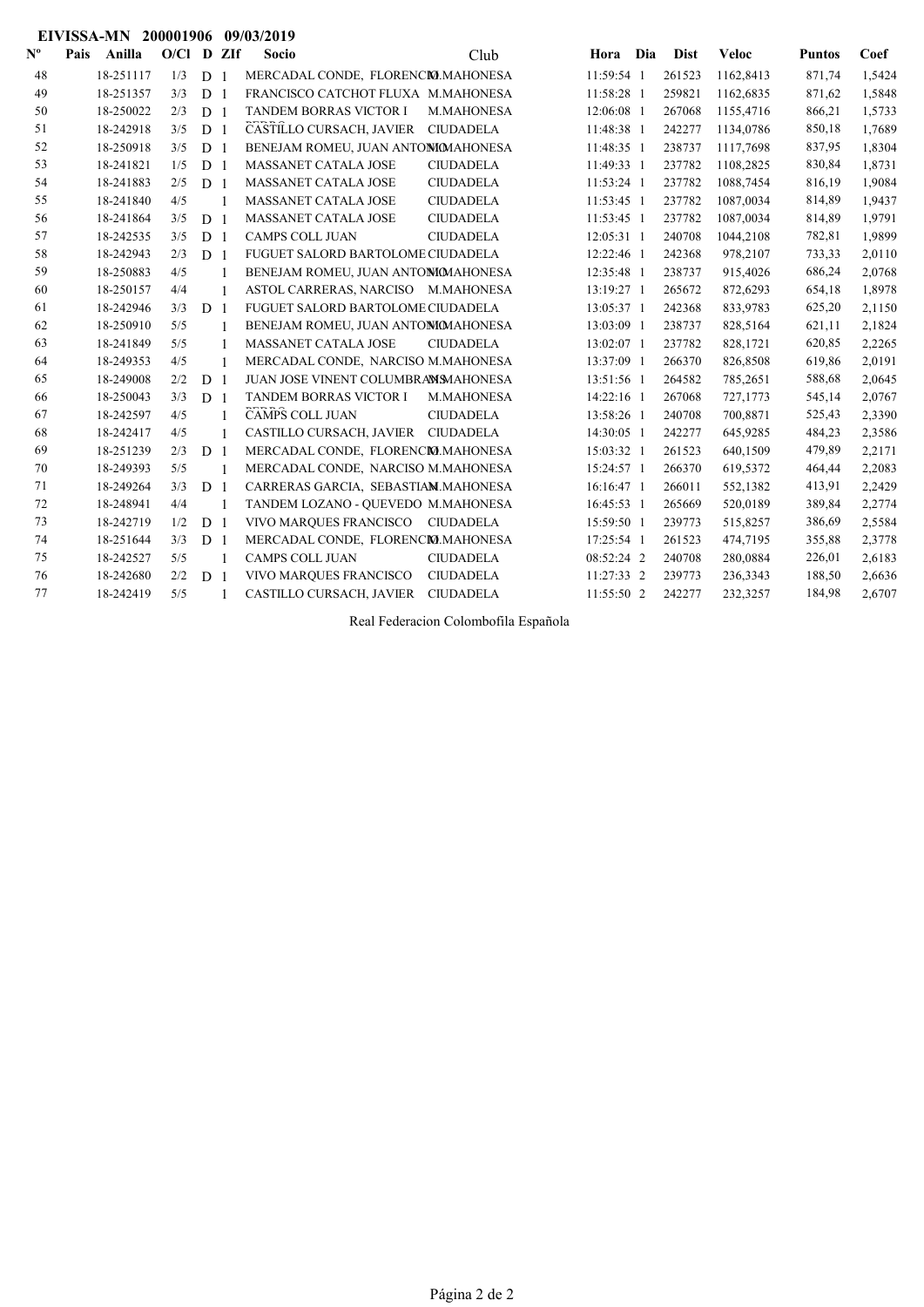**EIVISSA-MN 200001906 09/03/2019**

| Nº | Pais | Anilla | O/Cl | D | ZIf | Socio | Club | Hora | Dia | Dist | Veloc | Puntos | Coef |
|---|---|---|---|---|---|---|---|---|---|---|---|---|---|
| 48 | | 18-251117 | 1/3 | D | 1 | MERCADAL CONDE, FLORENCIO | M.MAHONESA | 11:59:54 | 1 | 261523 | 1162,8413 | 871,74 | 1,5424 |
| 49 | | 18-251357 | 3/3 | D | 1 | FRANCISCO CATCHOT FLUXA | M.MAHONESA | 11:58:28 | 1 | 259821 | 1162,6835 | 871,62 | 1,5848 |
| 50 | | 18-250022 | 2/3 | D | 1 | TANDEM BORRAS VICTOR I | M.MAHONESA | 12:06:08 | 1 | 267068 | 1155,4716 | 866,21 | 1,5733 |
| 51 | | 18-242918 | 3/5 | D | 1 | CASTILLO CURSACH, JAVIER | CIUDADELA | 11:48:38 | 1 | 242277 | 1134,0786 | 850,18 | 1,7689 |
| 52 | | 18-250918 | 3/5 | D | 1 | BENEJAM ROMEU, JUAN ANTONIO | M.MAHONESA | 11:48:35 | 1 | 238737 | 1117,7698 | 837,95 | 1,8304 |
| 53 | | 18-241821 | 1/5 | D | 1 | MASSANET CATALA JOSE | CIUDADELA | 11:49:33 | 1 | 237782 | 1108,2825 | 830,84 | 1,8731 |
| 54 | | 18-241883 | 2/5 | D | 1 | MASSANET CATALA JOSE | CIUDADELA | 11:53:24 | 1 | 237782 | 1088,7454 | 816,19 | 1,9084 |
| 55 | | 18-241840 | 4/5 | | 1 | MASSANET CATALA JOSE | CIUDADELA | 11:53:45 | 1 | 237782 | 1087,0034 | 814,89 | 1,9437 |
| 56 | | 18-241864 | 3/5 | D | 1 | MASSANET CATALA JOSE | CIUDADELA | 11:53:45 | 1 | 237782 | 1087,0034 | 814,89 | 1,9791 |
| 57 | | 18-242535 | 3/5 | D | 1 | CAMPS COLL JUAN | CIUDADELA | 12:05:31 | 1 | 240708 | 1044,2108 | 782,81 | 1,9899 |
| 58 | | 18-242943 | 2/3 | D | 1 | FUGUET SALORD BARTOLOME | CIUDADELA | 12:22:46 | 1 | 242368 | 978,2107 | 733,33 | 2,0110 |
| 59 | | 18-250883 | 4/5 | | 1 | BENEJAM ROMEU, JUAN ANTONIO | M.MAHONESA | 12:35:48 | 1 | 238737 | 915,4026 | 686,24 | 2,0768 |
| 60 | | 18-250157 | 4/4 | | 1 | ASTOL CARRERAS, NARCISO | M.MAHONESA | 13:19:27 | 1 | 265672 | 872,6293 | 654,18 | 1,8978 |
| 61 | | 18-242946 | 3/3 | D | 1 | FUGUET SALORD BARTOLOME | CIUDADELA | 13:05:37 | 1 | 242368 | 833,9783 | 625,20 | 2,1150 |
| 62 | | 18-250910 | 5/5 | | 1 | BENEJAM ROMEU, JUAN ANTONIO | M.MAHONESA | 13:03:09 | 1 | 238737 | 828,5164 | 621,11 | 2,1824 |
| 63 | | 18-241849 | 5/5 | | 1 | MASSANET CATALA JOSE | CIUDADELA | 13:02:07 | 1 | 237782 | 828,1721 | 620,85 | 2,2265 |
| 64 | | 18-249353 | 4/5 | | 1 | MERCADAL CONDE, NARCISO | M.MAHONESA | 13:37:09 | 1 | 266370 | 826,8508 | 619,86 | 2,0191 |
| 65 | | 18-249008 | 2/2 | D | 1 | JUAN JOSE VINENT COLUMBRAMS | M.MAHONESA | 13:51:56 | 1 | 264582 | 785,2651 | 588,68 | 2,0645 |
| 66 | | 18-250043 | 3/3 | D | 1 | TANDEM BORRAS VICTOR I | M.MAHONESA | 14:22:16 | 1 | 267068 | 727,1773 | 545,14 | 2,0767 |
| 67 | | 18-242597 | 4/5 | | 1 | CAMPS COLL JUAN | CIUDADELA | 13:58:26 | 1 | 240708 | 700,8871 | 525,43 | 2,3390 |
| 68 | | 18-242417 | 4/5 | | 1 | CASTILLO CURSACH, JAVIER | CIUDADELA | 14:30:05 | 1 | 242277 | 645,9285 | 484,23 | 2,3586 |
| 69 | | 18-251239 | 2/3 | D | 1 | MERCADAL CONDE, FLORENCIO | M.MAHONESA | 15:03:32 | 1 | 261523 | 640,1509 | 479,89 | 2,2171 |
| 70 | | 18-249393 | 5/5 | | 1 | MERCADAL CONDE, NARCISO | M.MAHONESA | 15:24:57 | 1 | 266370 | 619,5372 | 464,44 | 2,2083 |
| 71 | | 18-249264 | 3/3 | D | 1 | CARRERAS GARCIA, SEBASTIAN | M.MAHONESA | 16:16:47 | 1 | 266011 | 552,1382 | 413,91 | 2,2429 |
| 72 | | 18-248941 | 4/4 | | 1 | TANDEM LOZANO - QUEVEDO | M.MAHONESA | 16:45:53 | 1 | 265669 | 520,0189 | 389,84 | 2,2774 |
| 73 | | 18-242719 | 1/2 | D | 1 | VIVO MARQUES FRANCISCO | CIUDADELA | 15:59:50 | 1 | 239773 | 515,8257 | 386,69 | 2,5584 |
| 74 | | 18-251644 | 3/3 | D | 1 | MERCADAL CONDE, FLORENCIO | M.MAHONESA | 17:25:54 | 1 | 261523 | 474,7195 | 355,88 | 2,3778 |
| 75 | | 18-242527 | 5/5 | | 1 | CAMPS COLL JUAN | CIUDADELA | 08:52:24 | 2 | 240708 | 280,0884 | 226,01 | 2,6183 |
| 76 | | 18-242680 | 2/2 | D | 1 | VIVO MARQUES FRANCISCO | CIUDADELA | 11:27:33 | 2 | 239773 | 236,3343 | 188,50 | 2,6636 |
| 77 | | 18-242419 | 5/5 | | 1 | CASTILLO CURSACH, JAVIER | CIUDADELA | 11:55:50 | 2 | 242277 | 232,3257 | 184,98 | 2,6707 |

Real Federacion Colombofila Española